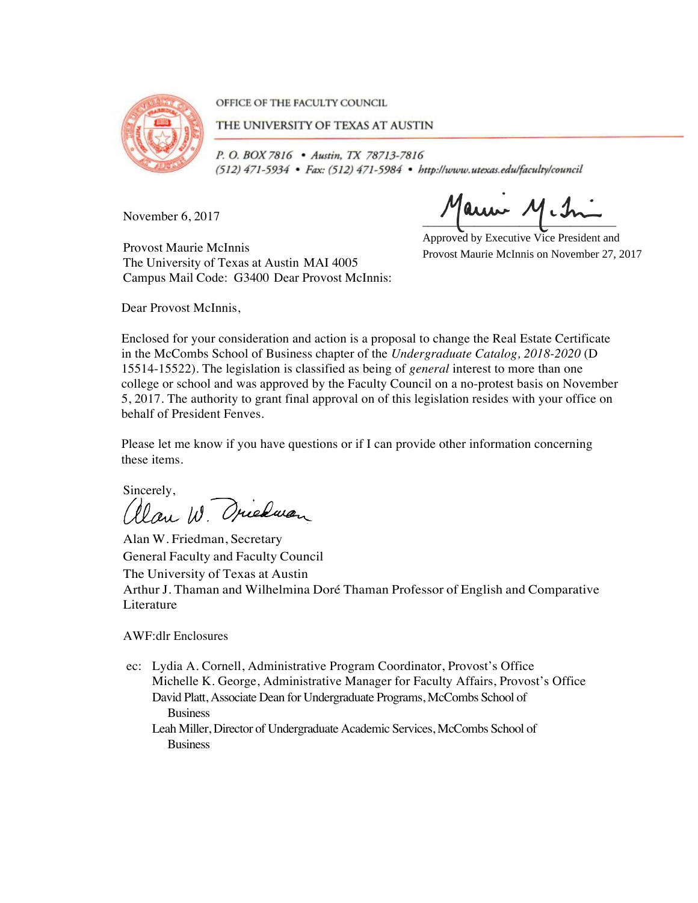OFFICE OF THE FACULTY COUNCIL

THE UNIVERSITY OF TEXAS AT AUSTIN

*P. O. BOX 7816 • Austin, TX 78713-7816*
*(512) 471-5934 • Fax: (512) 471-5984 • http://www.utexas.edu/faculty/council*

November 6, 2017

Approved by Executive Vice President and Provost Maurie McInnis on November 27, 2017

Provost Maurie McInnis
The University of Texas at Austin MAI 4005
Campus Mail Code: G3400 Dear Provost McInnis:

Dear Provost McInnis,

Enclosed for your consideration and action is a proposal to change the Real Estate Certificate in the McCombs School of Business chapter of the *Undergraduate Catalog, 2018-2020* (D 15514-15522). The legislation is classified as being of *general* interest to more than one college or school and was approved by the Faculty Council on a no-protest basis on November 5, 2017. The authority to grant final approval on of this legislation resides with your office on behalf of President Fenves.

Please let me know if you have questions or if I can provide other information concerning these items.

Sincerely,

Alan W. Friedman, Secretary
General Faculty and Faculty Council
The University of Texas at Austin
Arthur J. Thaman and Wilhelmina Doré Thaman Professor of English and Comparative Literature

AWF:dlr Enclosures

ec: Lydia A. Cornell, Administrative Program Coordinator, Provost's Office
Michelle K. George, Administrative Manager for Faculty Affairs, Provost's Office
David Platt, Associate Dean for Undergraduate Programs, McCombs School of Business
Leah Miller, Director of Undergraduate Academic Services, McCombs School of Business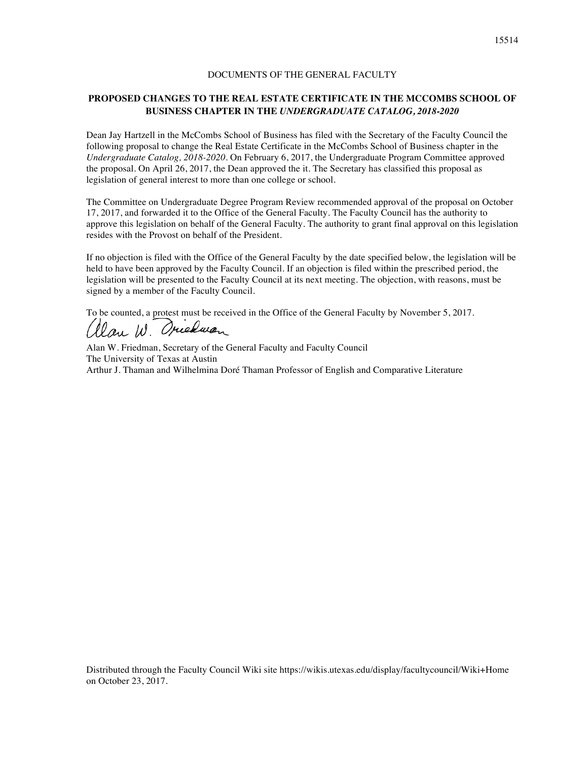DOCUMENTS OF THE GENERAL FACULTY

## PROPOSED CHANGES TO THE REAL ESTATE CERTIFICATE IN THE MCCOMBS SCHOOL OF BUSINESS CHAPTER IN THE *UNDERGRADUATE CATALOG, 2018-2020*

Dean Jay Hartzell in the McCombs School of Business has filed with the Secretary of the Faculty Council the following proposal to change the Real Estate Certificate in the McCombs School of Business chapter in the *Undergraduate Catalog, 2018-2020*. On February 6, 2017, the Undergraduate Program Committee approved the proposal. On April 26, 2017, the Dean approved the it. The Secretary has classified this proposal as legislation of general interest to more than one college or school.

The Committee on Undergraduate Degree Program Review recommended approval of the proposal on October 17, 2017, and forwarded it to the Office of the General Faculty. The Faculty Council has the authority to approve this legislation on behalf of the General Faculty. The authority to grant final approval on this legislation resides with the Provost on behalf of the President.

If no objection is filed with the Office of the General Faculty by the date specified below, the legislation will be held to have been approved by the Faculty Council. If an objection is filed within the prescribed period, the legislation will be presented to the Faculty Council at its next meeting. The objection, with reasons, must be signed by a member of the Faculty Council.

To be counted, a protest must be received in the Office of the General Faculty by November 5, 2017.

Alan W. Friedman, Secretary of the General Faculty and Faculty Council
The University of Texas at Austin
Arthur J. Thaman and Wilhelmina Doré Thaman Professor of English and Comparative Literature

Distributed through the Faculty Council Wiki site https://wikis.utexas.edu/display/facultycouncil/Wiki+Home on October 23, 2017.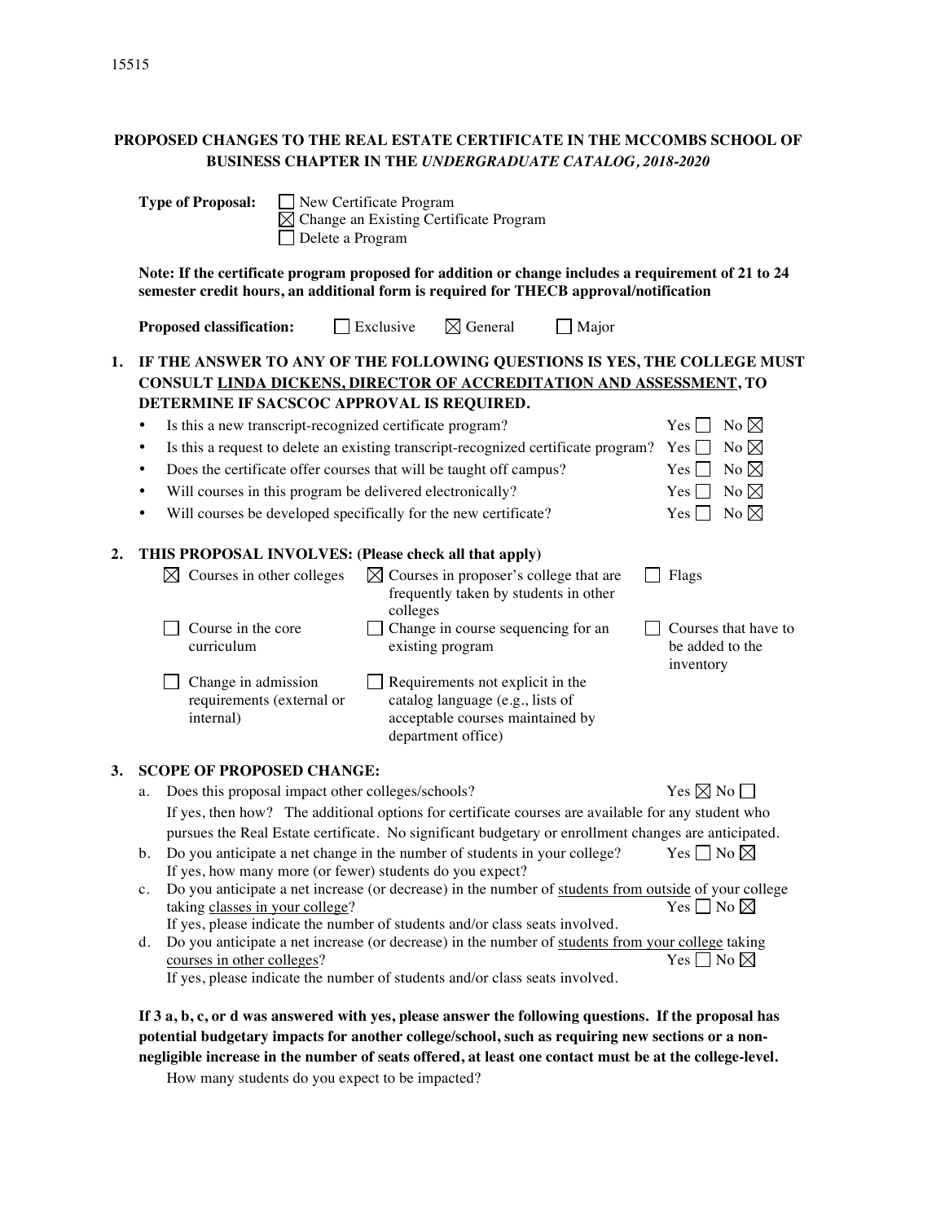15515

**PROPOSED CHANGES TO THE REAL ESTATE CERTIFICATE IN THE MCCOMBS SCHOOL OF BUSINESS CHAPTER IN THE *UNDERGRADUATE CATALOG, 2018-2020***

**Type of Proposal:** ☐ New Certificate Program
☒ Change an Existing Certificate Program
☐ Delete a Program

**Note: If the certificate program proposed for addition or change includes a requirement of 21 to 24 semester credit hours, an additional form is required for THECB approval/notification**

**Proposed classification:** ☐ Exclusive ☒ General ☐ Major

**1. IF THE ANSWER TO ANY OF THE FOLLOWING QUESTIONS IS YES, THE COLLEGE MUST CONSULT LINDA DICKENS, DIRECTOR OF ACCREDITATION AND ASSESSMENT, TO DETERMINE IF SACSCOC APPROVAL IS REQUIRED.**

- Is this a new transcript-recognized certificate program? Yes ☐ No ☒
- Is this a request to delete an existing transcript-recognized certificate program? Yes ☐ No ☒
- Does the certificate offer courses that will be taught off campus? Yes ☐ No ☒
- Will courses in this program be delivered electronically? Yes ☐ No ☒
- Will courses be developed specifically for the new certificate? Yes ☐ No ☒

**2. THIS PROPOSAL INVOLVES: (Please check all that apply)**

☒ Courses in other colleges
☒ Courses in proposer's college that are frequently taken by students in other colleges
☐ Flags
☐ Course in the core curriculum
☐ Change in course sequencing for an existing program
☐ Courses that have to be added to the inventory
☐ Change in admission requirements (external or internal)
☐ Requirements not explicit in the catalog language (e.g., lists of acceptable courses maintained by department office)

**3. SCOPE OF PROPOSED CHANGE:**

a. Does this proposal impact other colleges/schools? Yes ☒ No ☐
If yes, then how? The additional options for certificate courses are available for any student who pursues the Real Estate certificate. No significant budgetary or enrollment changes are anticipated.

b. Do you anticipate a net change in the number of students in your college? Yes ☐ No ☒
If yes, how many more (or fewer) students do you expect?

c. Do you anticipate a net increase (or decrease) in the number of students from outside of your college taking classes in your college? Yes ☐ No ☒
If yes, please indicate the number of students and/or class seats involved.

d. Do you anticipate a net increase (or decrease) in the number of students from your college taking courses in other colleges? Yes ☐ No ☒
If yes, please indicate the number of students and/or class seats involved.

**If 3 a, b, c, or d was answered with yes, please answer the following questions. If the proposal has potential budgetary impacts for another college/school, such as requiring new sections or a non-negligible increase in the number of seats offered, at least one contact must be at the college-level.**

How many students do you expect to be impacted?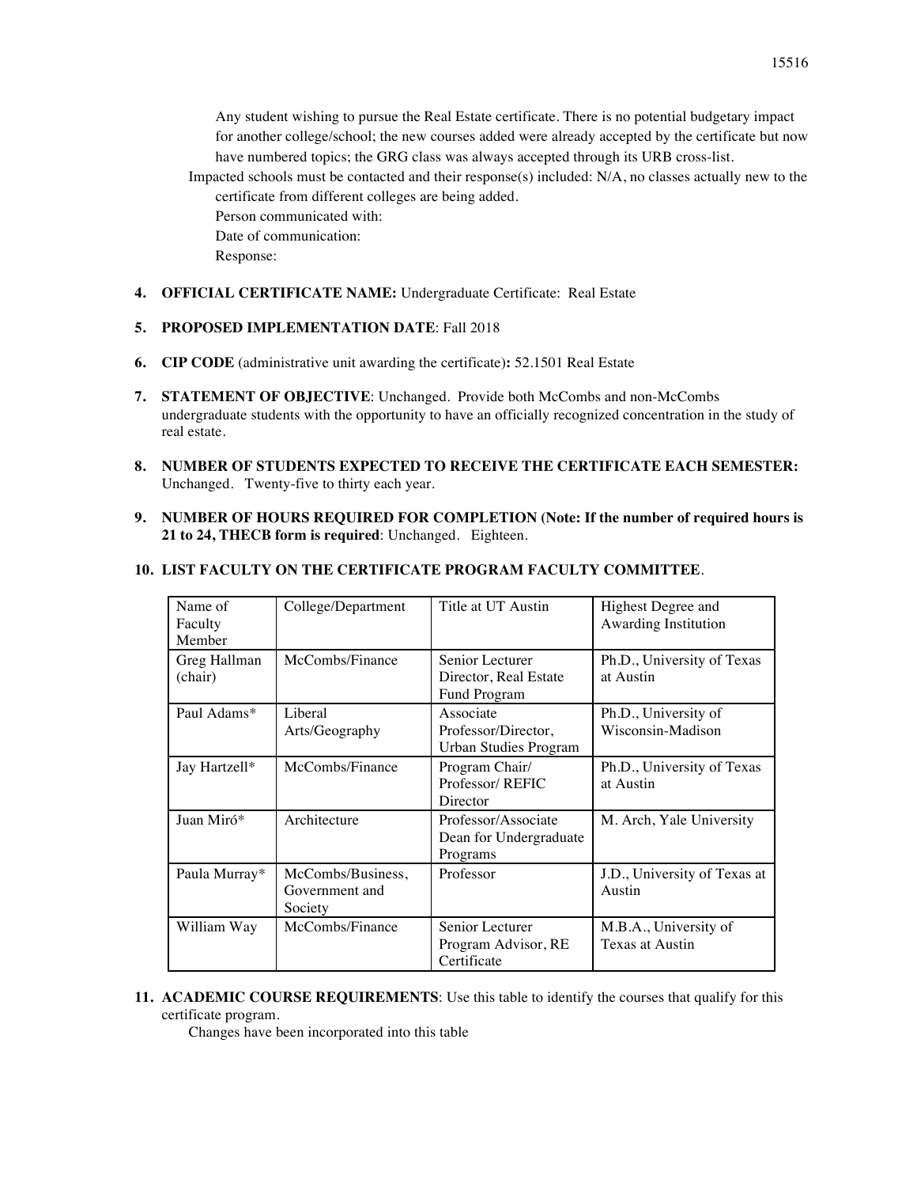Any student wishing to pursue the Real Estate certificate. There is no potential budgetary impact for another college/school; the new courses added were already accepted by the certificate but now have numbered topics; the GRG class was always accepted through its URB cross-list.

Impacted schools must be contacted and their response(s) included: N/A, no classes actually new to the certificate from different colleges are being added.

Person communicated with:

Date of communication:

Response:

4. **OFFICIAL CERTIFICATE NAME:** Undergraduate Certificate: Real Estate

5. **PROPOSED IMPLEMENTATION DATE**: Fall 2018

6. **CIP CODE** (administrative unit awarding the certificate)**:** 52.1501 Real Estate

7. **STATEMENT OF OBJECTIVE**: Unchanged. Provide both McCombs and non-McCombs undergraduate students with the opportunity to have an officially recognized concentration in the study of real estate.

8. **NUMBER OF STUDENTS EXPECTED TO RECEIVE THE CERTIFICATE EACH SEMESTER:** Unchanged. Twenty-five to thirty each year.

9. **NUMBER OF HOURS REQUIRED FOR COMPLETION (Note: If the number of required hours is 21 to 24, THECB form is required**: Unchanged. Eighteen.

10. **LIST FACULTY ON THE CERTIFICATE PROGRAM FACULTY COMMITTEE**.

| Name of Faculty Member | College/Department | Title at UT Austin | Highest Degree and Awarding Institution |
|---|---|---|---|
| Greg Hallman (chair) | McCombs/Finance | Senior Lecturer Director, Real Estate Fund Program | Ph.D., University of Texas at Austin |
| Paul Adams* | Liberal Arts/Geography | Associate Professor/Director, Urban Studies Program | Ph.D., University of Wisconsin-Madison |
| Jay Hartzell* | McCombs/Finance | Program Chair/ Professor/ REFIC Director | Ph.D., University of Texas at Austin |
| Juan Miró* | Architecture | Professor/Associate Dean for Undergraduate Programs | M. Arch, Yale University |
| Paula Murray* | McCombs/Business, Government and Society | Professor | J.D., University of Texas at Austin |
| William Way | McCombs/Finance | Senior Lecturer Program Advisor, RE Certificate | M.B.A., University of Texas at Austin |

11. **ACADEMIC COURSE REQUIREMENTS**: Use this table to identify the courses that qualify for this certificate program.

    Changes have been incorporated into this table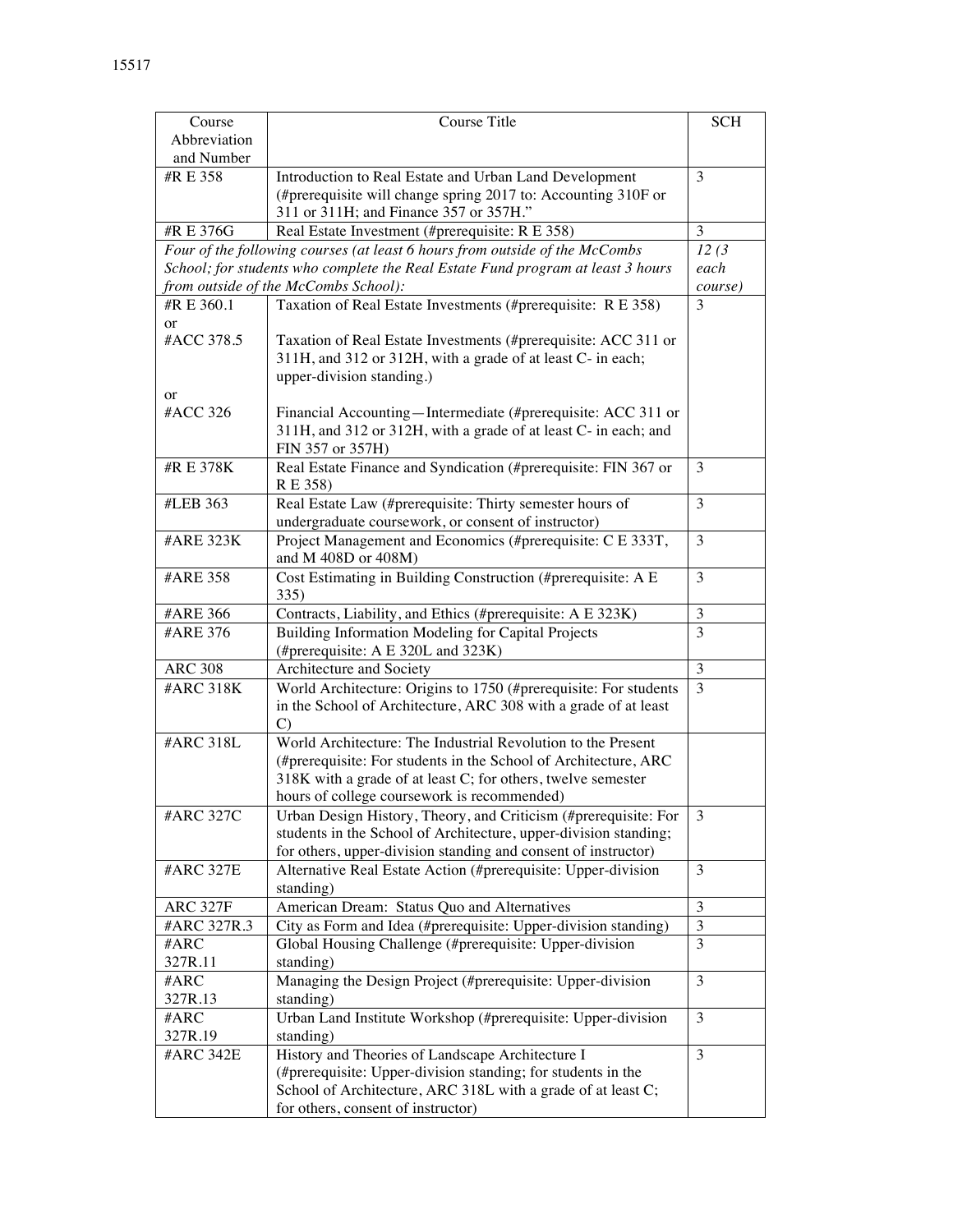| Course Abbreviation and Number | Course Title | SCH |
| --- | --- | --- |
| #R E 358 | Introduction to Real Estate and Urban Land Development (#prerequisite will change spring 2017 to: Accounting 310F or 311 or 311H; and Finance 357 or 357H." | 3 |
| #R E 376G | Real Estate Investment (#prerequisite: R E 358) | 3 |
| *Four of the following courses (at least 6 hours from outside of the McCombs School; for students who complete the Real Estate Fund program at least 3 hours from outside of the McCombs School):* | | *12 (3 each course)* |
| #R E 360.1 or #ACC 378.5 or #ACC 326 | Taxation of Real Estate Investments (#prerequisite: R E 358) Taxation of Real Estate Investments (#prerequisite: ACC 311 or 311H, and 312 or 312H, with a grade of at least C- in each; upper-division standing.) Financial Accounting—Intermediate (#prerequisite: ACC 311 or 311H, and 312 or 312H, with a grade of at least C- in each; and FIN 357 or 357H) | 3 |
| #R E 378K | Real Estate Finance and Syndication (#prerequisite: FIN 367 or R E 358) | 3 |
| #LEB 363 | Real Estate Law (#prerequisite: Thirty semester hours of undergraduate coursework, or consent of instructor) | 3 |
| #ARE 323K | Project Management and Economics (#prerequisite: C E 333T, and M 408D or 408M) | 3 |
| #ARE 358 | Cost Estimating in Building Construction (#prerequisite: A E 335) | 3 |
| #ARE 366 | Contracts, Liability, and Ethics (#prerequisite: A E 323K) | 3 |
| #ARE 376 | Building Information Modeling for Capital Projects (#prerequisite: A E 320L and 323K) | 3 |
| ARC 308 | Architecture and Society | 3 |
| #ARC 318K | World Architecture: Origins to 1750 (#prerequisite: For students in the School of Architecture, ARC 308 with a grade of at least C) | 3 |
| #ARC 318L | World Architecture: The Industrial Revolution to the Present (#prerequisite: For students in the School of Architecture, ARC 318K with a grade of at least C; for others, twelve semester hours of college coursework is recommended) | |
| #ARC 327C | Urban Design History, Theory, and Criticism (#prerequisite: For students in the School of Architecture, upper-division standing; for others, upper-division standing and consent of instructor) | 3 |
| #ARC 327E | Alternative Real Estate Action (#prerequisite: Upper-division standing) | 3 |
| ARC 327F | American Dream: Status Quo and Alternatives | 3 |
| #ARC 327R.3 | City as Form and Idea (#prerequisite: Upper-division standing) | 3 |
| #ARC 327R.11 | Global Housing Challenge (#prerequisite: Upper-division standing) | 3 |
| #ARC 327R.13 | Managing the Design Project (#prerequisite: Upper-division standing) | 3 |
| #ARC 327R.19 | Urban Land Institute Workshop (#prerequisite: Upper-division standing) | 3 |
| #ARC 342E | History and Theories of Landscape Architecture I (#prerequisite: Upper-division standing; for students in the School of Architecture, ARC 318L with a grade of at least C; for others, consent of instructor) | 3 |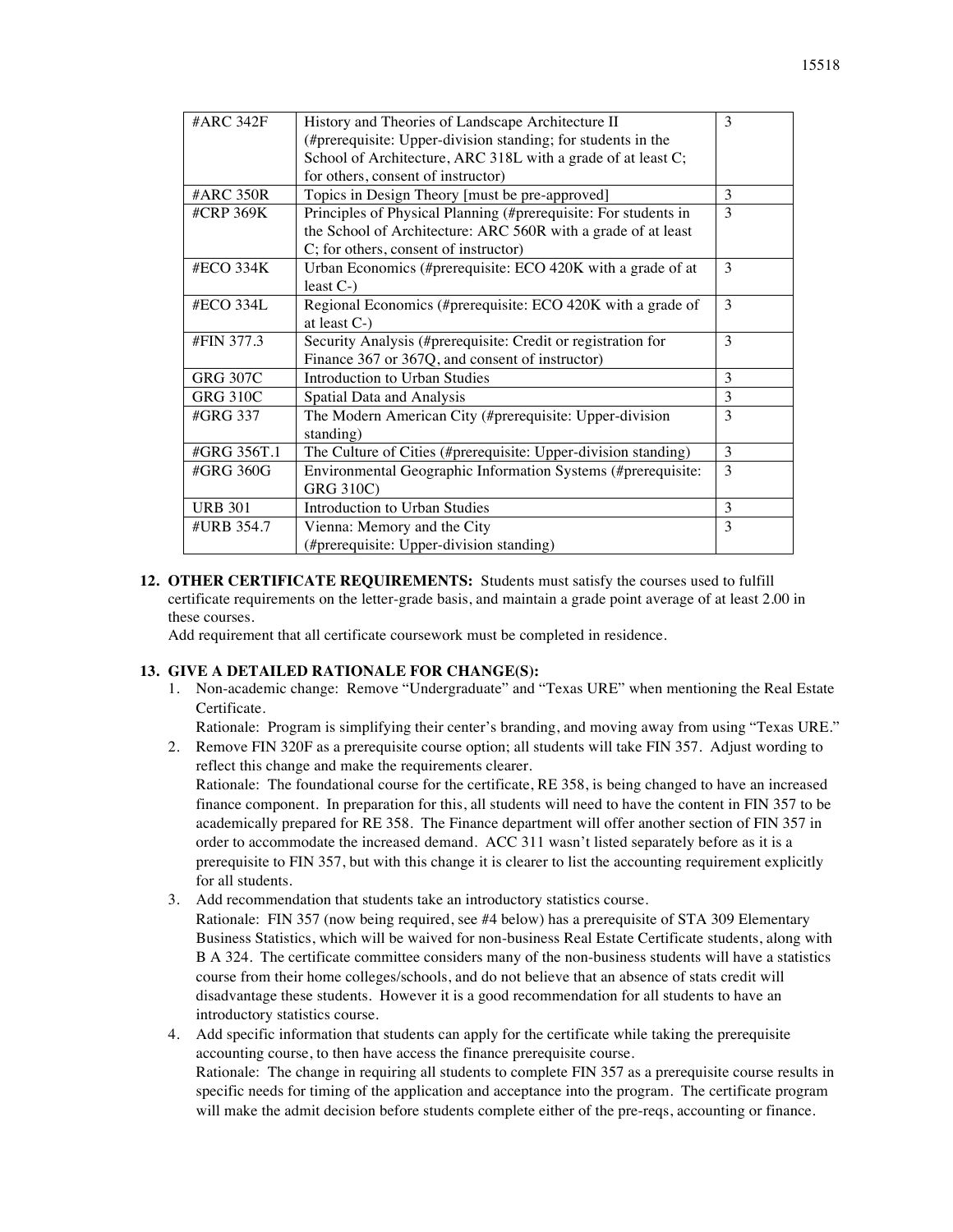| | | |
|---|---|---|
| #ARC 342F | History and Theories of Landscape Architecture II (#prerequisite: Upper-division standing; for students in the School of Architecture, ARC 318L with a grade of at least C; for others, consent of instructor) | 3 |
| #ARC 350R | Topics in Design Theory [must be pre-approved] | 3 |
| #CRP 369K | Principles of Physical Planning (#prerequisite: For students in the School of Architecture: ARC 560R with a grade of at least C; for others, consent of instructor) | 3 |
| #ECO 334K | Urban Economics (#prerequisite: ECO 420K with a grade of at least C-) | 3 |
| #ECO 334L | Regional Economics (#prerequisite: ECO 420K with a grade of at least C-) | 3 |
| #FIN 377.3 | Security Analysis (#prerequisite: Credit or registration for Finance 367 or 367Q, and consent of instructor) | 3 |
| GRG 307C | Introduction to Urban Studies | 3 |
| GRG 310C | Spatial Data and Analysis | 3 |
| #GRG 337 | The Modern American City (#prerequisite: Upper-division standing) | 3 |
| #GRG 356T.1 | The Culture of Cities (#prerequisite: Upper-division standing) | 3 |
| #GRG 360G | Environmental Geographic Information Systems (#prerequisite: GRG 310C) | 3 |
| URB 301 | Introduction to Urban Studies | 3 |
| #URB 354.7 | Vienna: Memory and the City (#prerequisite: Upper-division standing) | 3 |

**12. OTHER CERTIFICATE REQUIREMENTS:** Students must satisfy the courses used to fulfill certificate requirements on the letter-grade basis, and maintain a grade point average of at least 2.00 in these courses.

Add requirement that all certificate coursework must be completed in residence.

**13. GIVE A DETAILED RATIONALE FOR CHANGE(S):**

1. Non-academic change: Remove "Undergraduate" and "Texas URE" when mentioning the Real Estate Certificate.
   Rationale: Program is simplifying their center's branding, and moving away from using "Texas URE."
2. Remove FIN 320F as a prerequisite course option; all students will take FIN 357. Adjust wording to reflect this change and make the requirements clearer.
   Rationale: The foundational course for the certificate, RE 358, is being changed to have an increased finance component. In preparation for this, all students will need to have the content in FIN 357 to be academically prepared for RE 358. The Finance department will offer another section of FIN 357 in order to accommodate the increased demand. ACC 311 wasn't listed separately before as it is a prerequisite to FIN 357, but with this change it is clearer to list the accounting requirement explicitly for all students.
3. Add recommendation that students take an introductory statistics course.
   Rationale: FIN 357 (now being required, see #4 below) has a prerequisite of STA 309 Elementary Business Statistics, which will be waived for non-business Real Estate Certificate students, along with B A 324. The certificate committee considers many of the non-business students will have a statistics course from their home colleges/schools, and do not believe that an absence of stats credit will disadvantage these students. However it is a good recommendation for all students to have an introductory statistics course.
4. Add specific information that students can apply for the certificate while taking the prerequisite accounting course, to then have access the finance prerequisite course.
   Rationale: The change in requiring all students to complete FIN 357 as a prerequisite course results in specific needs for timing of the application and acceptance into the program. The certificate program will make the admit decision before students complete either of the pre-reqs, accounting or finance.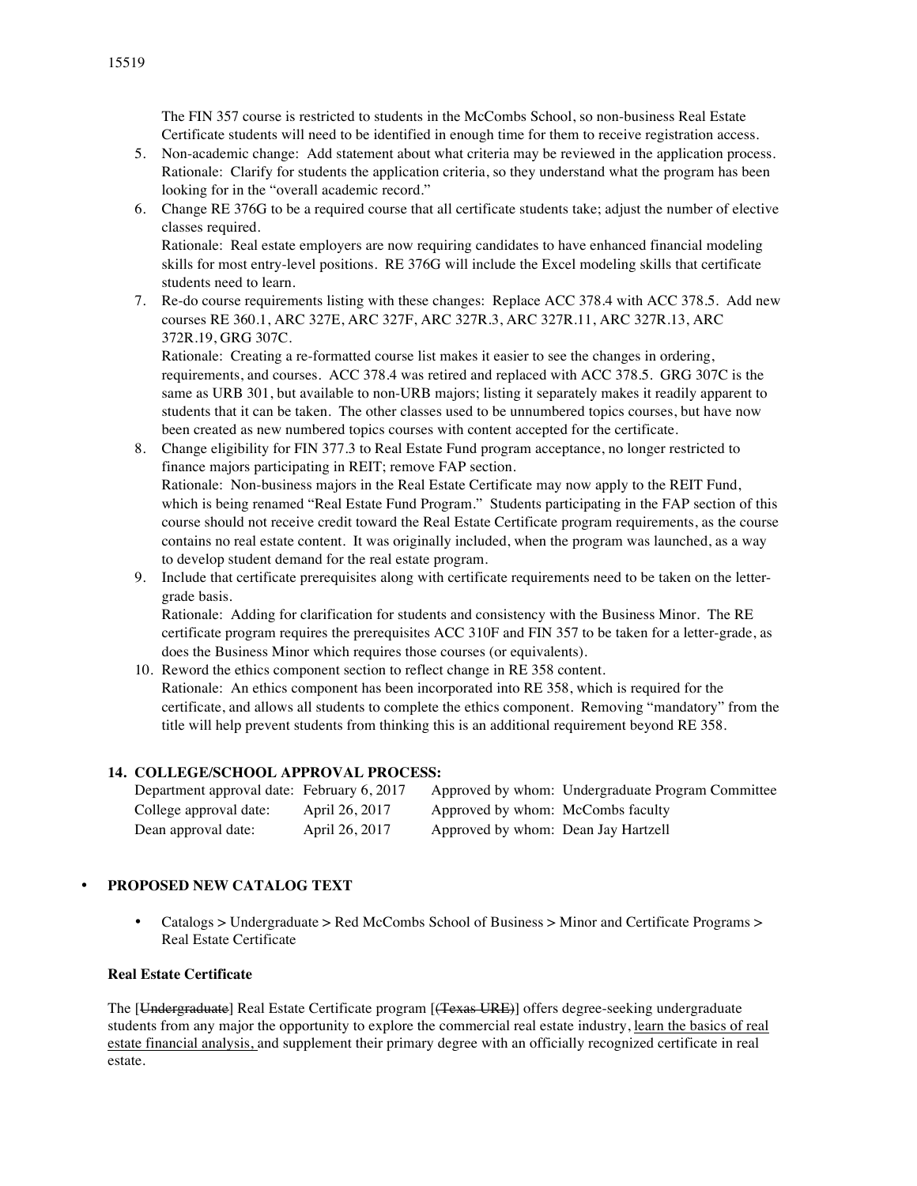The FIN 357 course is restricted to students in the McCombs School, so non-business Real Estate Certificate students will need to be identified in enough time for them to receive registration access.

5. Non-academic change: Add statement about what criteria may be reviewed in the application process.
   Rationale: Clarify for students the application criteria, so they understand what the program has been looking for in the "overall academic record."
6. Change RE 376G to be a required course that all certificate students take; adjust the number of elective classes required.
   Rationale: Real estate employers are now requiring candidates to have enhanced financial modeling skills for most entry-level positions. RE 376G will include the Excel modeling skills that certificate students need to learn.
7. Re-do course requirements listing with these changes: Replace ACC 378.4 with ACC 378.5. Add new courses RE 360.1, ARC 327E, ARC 327F, ARC 327R.3, ARC 327R.11, ARC 327R.13, ARC 372R.19, GRG 307C.
   Rationale: Creating a re-formatted course list makes it easier to see the changes in ordering, requirements, and courses. ACC 378.4 was retired and replaced with ACC 378.5. GRG 307C is the same as URB 301, but available to non-URB majors; listing it separately makes it readily apparent to students that it can be taken. The other classes used to be unnumbered topics courses, but have now been created as new numbered topics courses with content accepted for the certificate.
8. Change eligibility for FIN 377.3 to Real Estate Fund program acceptance, no longer restricted to finance majors participating in REIT; remove FAP section.
   Rationale: Non-business majors in the Real Estate Certificate may now apply to the REIT Fund, which is being renamed "Real Estate Fund Program." Students participating in the FAP section of this course should not receive credit toward the Real Estate Certificate program requirements, as the course contains no real estate content. It was originally included, when the program was launched, as a way to develop student demand for the real estate program.
9. Include that certificate prerequisites along with certificate requirements need to be taken on the letter-grade basis.
   Rationale: Adding for clarification for students and consistency with the Business Minor. The RE certificate program requires the prerequisites ACC 310F and FIN 357 to be taken for a letter-grade, as does the Business Minor which requires those courses (or equivalents).
10. Reword the ethics component section to reflect change in RE 358 content.
    Rationale: An ethics component has been incorporated into RE 358, which is required for the certificate, and allows all students to complete the ethics component. Removing "mandatory" from the title will help prevent students from thinking this is an additional requirement beyond RE 358.

### 14. COLLEGE/SCHOOL APPROVAL PROCESS:

| | | |
|---|---|---|
| Department approval date: | February 6, 2017 | Approved by whom: Undergraduate Program Committee |
| College approval date: | April 26, 2017 | Approved by whom: McCombs faculty |
| Dean approval date: | April 26, 2017 | Approved by whom: Dean Jay Hartzell |

- **PROPOSED NEW CATALOG TEXT**

  - Catalogs > Undergraduate > Red McCombs School of Business > Minor and Certificate Programs > Real Estate Certificate

**Real Estate Certificate**

The [~~Undergraduate~~] Real Estate Certificate program [~~(Texas URE)~~] offers degree-seeking undergraduate students from any major the opportunity to explore the commercial real estate industry, <u>learn the basics of real estate financial analysis,</u> and supplement their primary degree with an officially recognized certificate in real estate.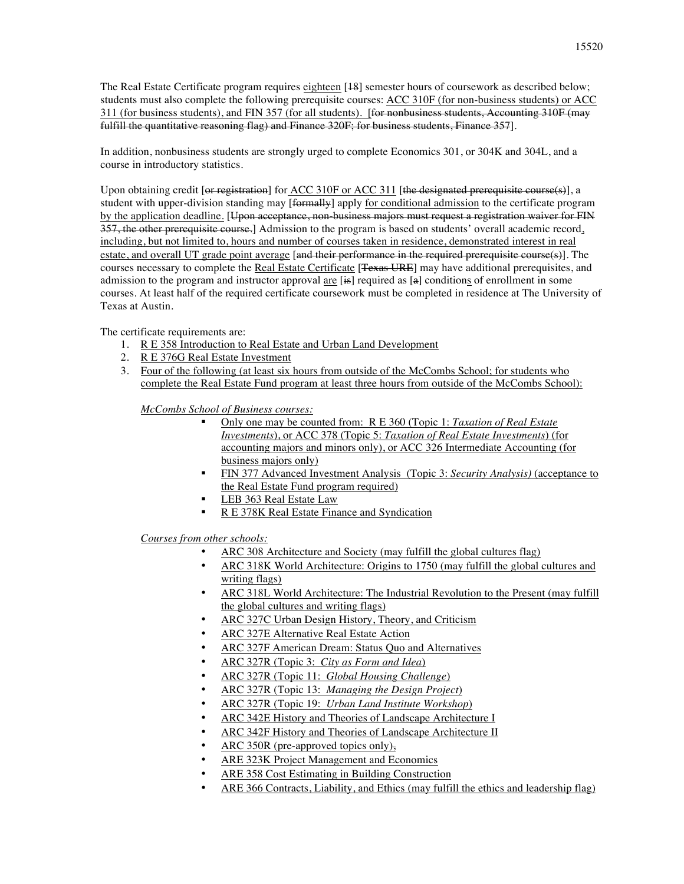The Real Estate Certificate program requires eighteen [18] semester hours of coursework as described below; students must also complete the following prerequisite courses: ACC 310F (for non-business students) or ACC 311 (for business students), and FIN 357 (for all students). [~~for nonbusiness students, Accounting 310F (may fulfill the quantitative reasoning flag) and Finance 320F; for business students, Finance 357~~].

In addition, nonbusiness students are strongly urged to complete Economics 301, or 304K and 304L, and a course in introductory statistics.

Upon obtaining credit [~~or registration~~] for ACC 310F or ACC 311 [~~the designated prerequisite course(s)~~], a student with upper-division standing may [~~formally~~] apply for conditional admission to the certificate program by the application deadline. [~~Upon acceptance, non-business majors must request a registration waiver for FIN 357, the other prerequisite course.~~] Admission to the program is based on students' overall academic record, including, but not limited to, hours and number of courses taken in residence, demonstrated interest in real estate, and overall UT grade point average [~~and their performance in the required prerequisite course(s)~~]. The courses necessary to complete the Real Estate Certificate [~~Texas URE~~] may have additional prerequisites, and admission to the program and instructor approval are [~~is~~] required as [~~a~~] conditions of enrollment in some courses. At least half of the required certificate coursework must be completed in residence at The University of Texas at Austin.

The certificate requirements are:

1. R E 358 Introduction to Real Estate and Urban Land Development
2. R E 376G Real Estate Investment
3. Four of the following (at least six hours from outside of the McCombs School; for students who complete the Real Estate Fund program at least three hours from outside of the McCombs School):

   *McCombs School of Business courses:*

   - Only one may be counted from: R E 360 (Topic 1: *Taxation of Real Estate Investments*), or ACC 378 (Topic 5: *Taxation of Real Estate Investments*) (for accounting majors and minors only), or ACC 326 Intermediate Accounting (for business majors only)
   - FIN 377 Advanced Investment Analysis (Topic 3: *Security Analysis)* (acceptance to the Real Estate Fund program required)
   - LEB 363 Real Estate Law
   - R E 378K Real Estate Finance and Syndication

   *Courses from other schools:*

   - ARC 308 Architecture and Society (may fulfill the global cultures flag)
   - ARC 318K World Architecture: Origins to 1750 (may fulfill the global cultures and writing flags)
   - ARC 318L World Architecture: The Industrial Revolution to the Present (may fulfill the global cultures and writing flags)
   - ARC 327C Urban Design History, Theory, and Criticism
   - ARC 327E Alternative Real Estate Action
   - ARC 327F American Dream: Status Quo and Alternatives
   - ARC 327R (Topic 3: *City as Form and Idea*)
   - ARC 327R (Topic 11: *Global Housing Challenge*)
   - ARC 327R (Topic 13: *Managing the Design Project*)
   - ARC 327R (Topic 19: *Urban Land Institute Workshop*)
   - ARC 342E History and Theories of Landscape Architecture I
   - ARC 342F History and Theories of Landscape Architecture II
   - ARC 350R (pre-approved topics only)~~,~~
   - ARE 323K Project Management and Economics
   - ARE 358 Cost Estimating in Building Construction
   - ARE 366 Contracts, Liability, and Ethics (may fulfill the ethics and leadership flag)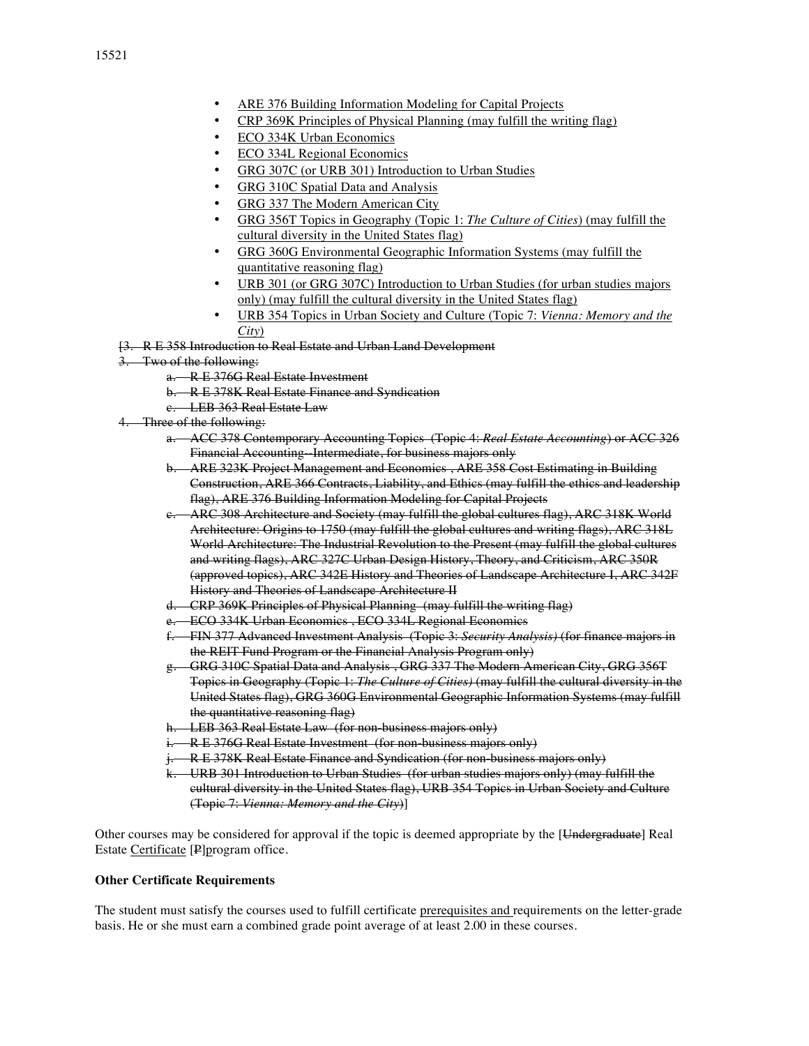- <u>ARE 376 Building Information Modeling for Capital Projects</u>
- <u>CRP 369K Principles of Physical Planning (may fulfill the writing flag)</u>
- <u>ECO 334K Urban Economics</u>
- <u>ECO 334L Regional Economics</u>
- <u>GRG 307C (or URB 301) Introduction to Urban Studies</u>
- <u>GRG 310C Spatial Data and Analysis</u>
- <u>GRG 337 The Modern American City</u>
- <u>GRG 356T Topics in Geography (Topic 1: *The Culture of Cities*) (may fulfill the cultural diversity in the United States flag)</u>
- <u>GRG 360G Environmental Geographic Information Systems (may fulfill the quantitative reasoning flag)</u>
- <u>URB 301 (or GRG 307C) Introduction to Urban Studies (for urban studies majors only) (may fulfill the cultural diversity in the United States flag)</u>
- <u>URB 354 Topics in Urban Society and Culture (Topic 7: *Vienna: Memory and the City*)</u>

[~~3. R E 358 Introduction to Real Estate and Urban Land Development~~

~~3. Two of the following:~~

- ~~a. R E 376G Real Estate Investment~~
- ~~b. R E 378K Real Estate Finance and Syndication~~
- ~~c. LEB 363 Real Estate Law~~

~~4. Three of the following:~~

- ~~a. ACC 378 Contemporary Accounting Topics (Topic 4: *Real Estate Accounting*) or ACC 326 Financial Accounting--Intermediate, for business majors only~~
- ~~b. ARE 323K Project Management and Economics , ARE 358 Cost Estimating in Building Construction, ARE 366 Contracts, Liability, and Ethics (may fulfill the ethics and leadership flag), ARE 376 Building Information Modeling for Capital Projects~~
- ~~c. ARC 308 Architecture and Society (may fulfill the global cultures flag), ARC 318K World Architecture: Origins to 1750 (may fulfill the global cultures and writing flags), ARC 318L World Architecture: The Industrial Revolution to the Present (may fulfill the global cultures and writing flags), ARC 327C Urban Design History, Theory, and Criticism, ARC 350R (approved topics), ARC 342E History and Theories of Landscape Architecture I, ARC 342F History and Theories of Landscape Architecture II~~
- ~~d. CRP 369K Principles of Physical Planning (may fulfill the writing flag)~~
- ~~e. ECO 334K Urban Economics , ECO 334L Regional Economics~~
- ~~f. FIN 377 Advanced Investment Analysis (Topic 3: *Security Analysis*) (for finance majors in the REIT Fund Program or the Financial Analysis Program only)~~
- ~~g. GRG 310C Spatial Data and Analysis , GRG 337 The Modern American City, GRG 356T Topics in Geography (Topic 1: *The Culture of Cities*) (may fulfill the cultural diversity in the United States flag), GRG 360G Environmental Geographic Information Systems (may fulfill the quantitative reasoning flag)~~
- ~~h. LEB 363 Real Estate Law (for non-business majors only)~~
- ~~i. R E 376G Real Estate Investment (for non-business majors only)~~
- ~~j. R E 378K Real Estate Finance and Syndication (for non-business majors only)~~
- ~~k. URB 301 Introduction to Urban Studies (for urban studies majors only) (may fulfill the cultural diversity in the United States flag), URB 354 Topics in Urban Society and Culture (Topic 7: *Vienna: Memory and the City*)~~]

Other courses may be considered for approval if the topic is deemed appropriate by the [~~Undergraduate~~] Real Estate <u>Certificate</u> [~~P~~]<u>p</u>rogram office.

**Other Certificate Requirements**

The student must satisfy the courses used to fulfill certificate <u>prerequisites and</u> requirements on the letter-grade basis. He or she must earn a combined grade point average of at least 2.00 in these courses.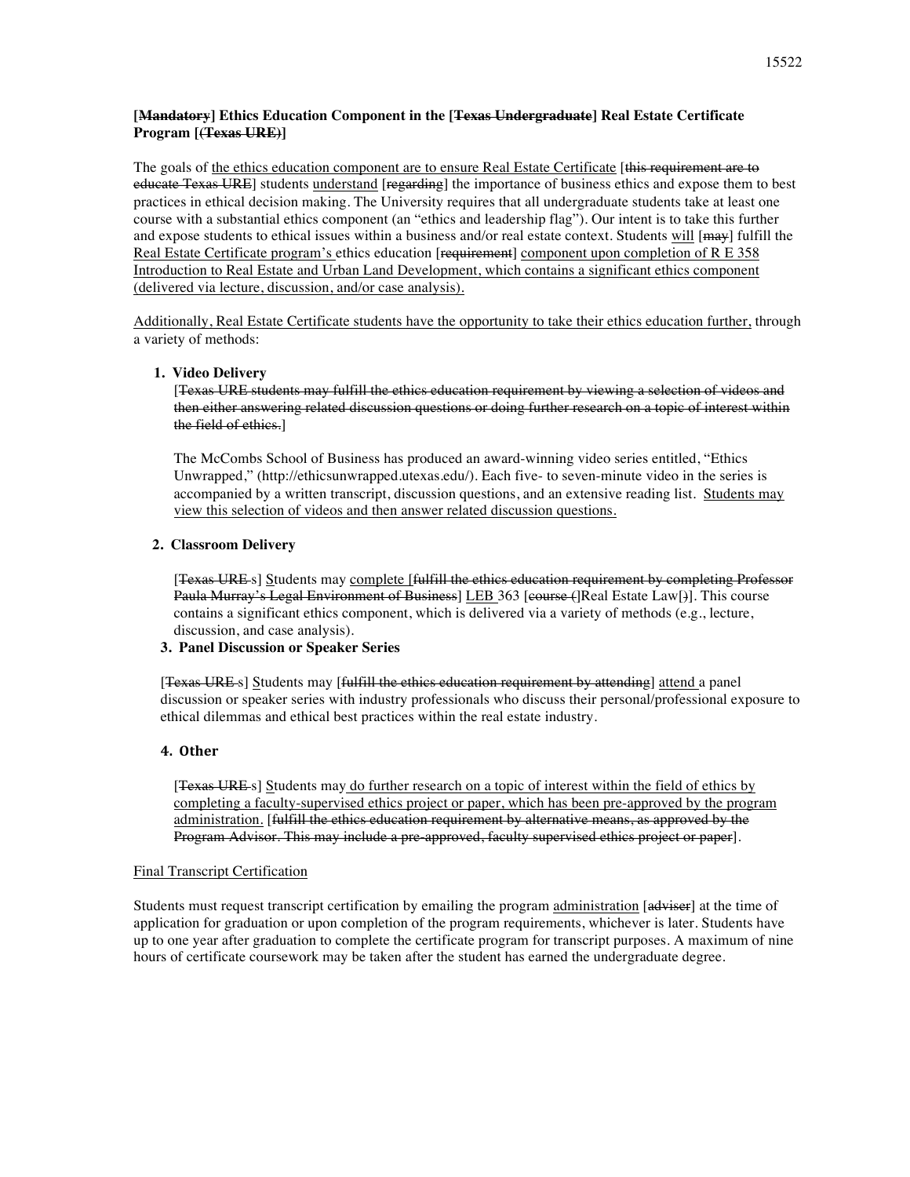**[~~Mandatory~~] Ethics Education Component in the [~~Texas Undergraduate~~] Real Estate Certificate Program [~~(Texas URE)~~]**

The goals of <u>the ethics education component are to ensure Real Estate Certificate</u> [~~this requirement are to educate Texas URE~~] students <u>understand</u> [~~regarding~~] the importance of business ethics and expose them to best practices in ethical decision making. The University requires that all undergraduate students take at least one course with a substantial ethics component (an "ethics and leadership flag"). Our intent is to take this further and expose students to ethical issues within a business and/or real estate context. Students <u>will</u> [~~may~~] fulfill the <u>Real Estate Certificate program's</u> ethics education [~~requirement~~] <u>component upon completion of R E 358 Introduction to Real Estate and Urban Land Development, which contains a significant ethics component (delivered via lecture, discussion, and/or case analysis).</u>

<u>Additionally, Real Estate Certificate students have the opportunity to take their ethics education further,</u> through a variety of methods:

1. **Video Delivery**

   [~~Texas URE students may fulfill the ethics education requirement by viewing a selection of videos and then either answering related discussion questions or doing further research on a topic of interest within the field of ethics.~~]

   The McCombs School of Business has produced an award-winning video series entitled, "Ethics Unwrapped," (http://ethicsunwrapped.utexas.edu/). Each five- to seven-minute video in the series is accompanied by a written transcript, discussion questions, and an extensive reading list. <u>Students may view this selection of videos and then answer related discussion questions.</u>

2. **Classroom Delivery**

   [~~Texas URE s~~] <u>S</u>tudents may <u>complete</u> [~~fulfill the ethics education requirement by completing Professor Paula Murray's Legal Environment of Business~~] <u>LEB</u> 363 [~~course (~~]Real Estate Law[~~)~~]. This course contains a significant ethics component, which is delivered via a variety of methods (e.g., lecture, discussion, and case analysis).

3. **Panel Discussion or Speaker Series**

   [~~Texas URE s~~] <u>S</u>tudents may [~~fulfill the ethics education requirement by attending~~] <u>attend</u> a panel discussion or speaker series with industry professionals who discuss their personal/professional exposure to ethical dilemmas and ethical best practices within the real estate industry.

4. **Other**

   [~~Texas URE s~~] <u>S</u>tudents may <u>do further research on a topic of interest within the field of ethics by completing a faculty-supervised ethics project or paper, which has been pre-approved by the program administration.</u> [~~fulfill the ethics education requirement by alternative means, as approved by the Program Advisor. This may include a pre-approved, faculty supervised ethics project or paper~~].

<u>Final Transcript Certification</u>

Students must request transcript certification by emailing the program <u>administration</u> [~~adviser~~] at the time of application for graduation or upon completion of the program requirements, whichever is later. Students have up to one year after graduation to complete the certificate program for transcript purposes. A maximum of nine hours of certificate coursework may be taken after the student has earned the undergraduate degree.